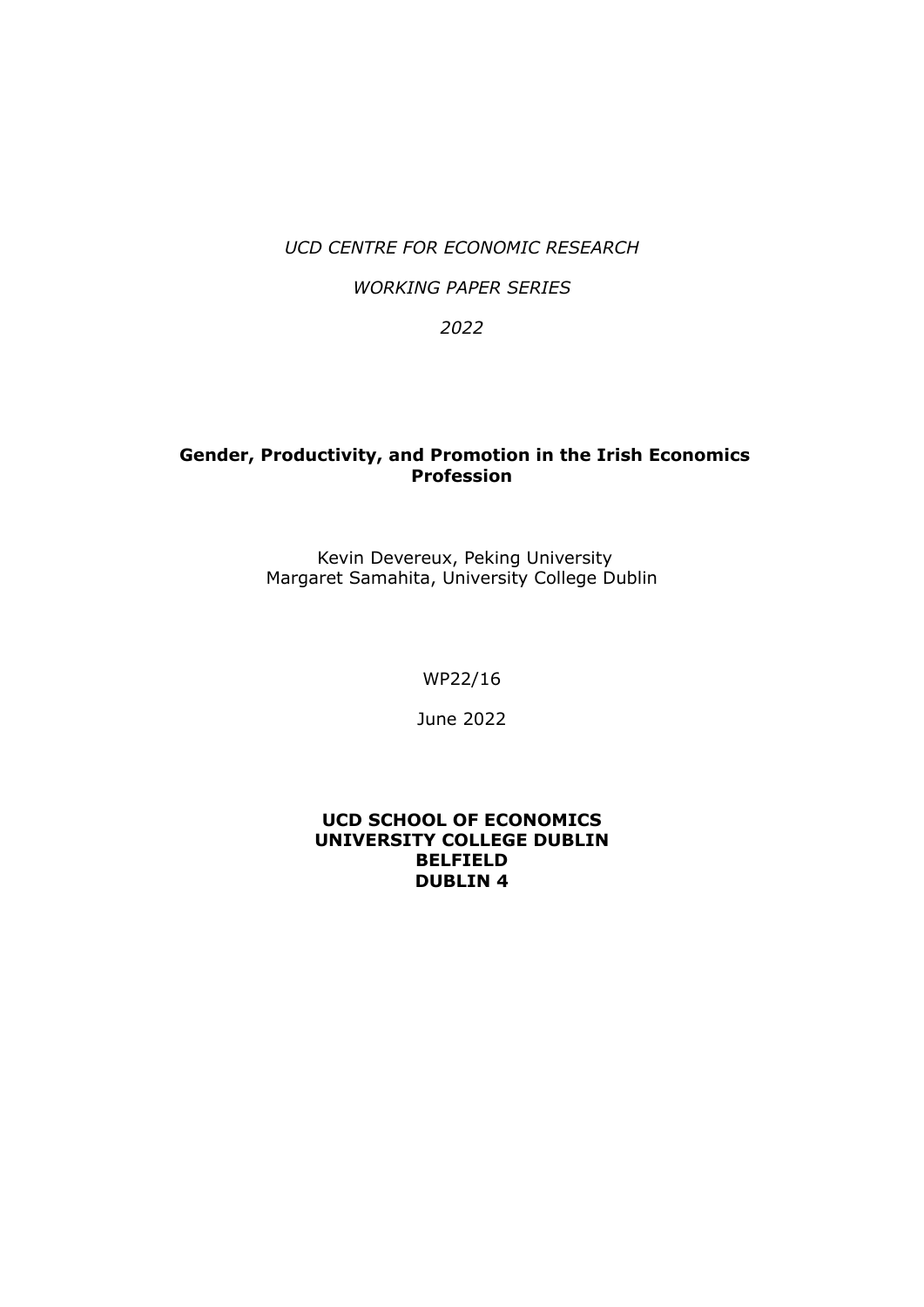*UCD CENTRE FOR ECONOMIC RESEARCH*

*WORKING PAPER SERIES*

*2022*

# Gender, Productivity, and Promotion in the Irish Economics Profession

Kevin Devereux, Peking University
Margaret Samahita, University College Dublin

WP22/16

June 2022

**UCD SCHOOL OF ECONOMICS**
**UNIVERSITY COLLEGE DUBLIN**
**BELFIELD**
**DUBLIN 4**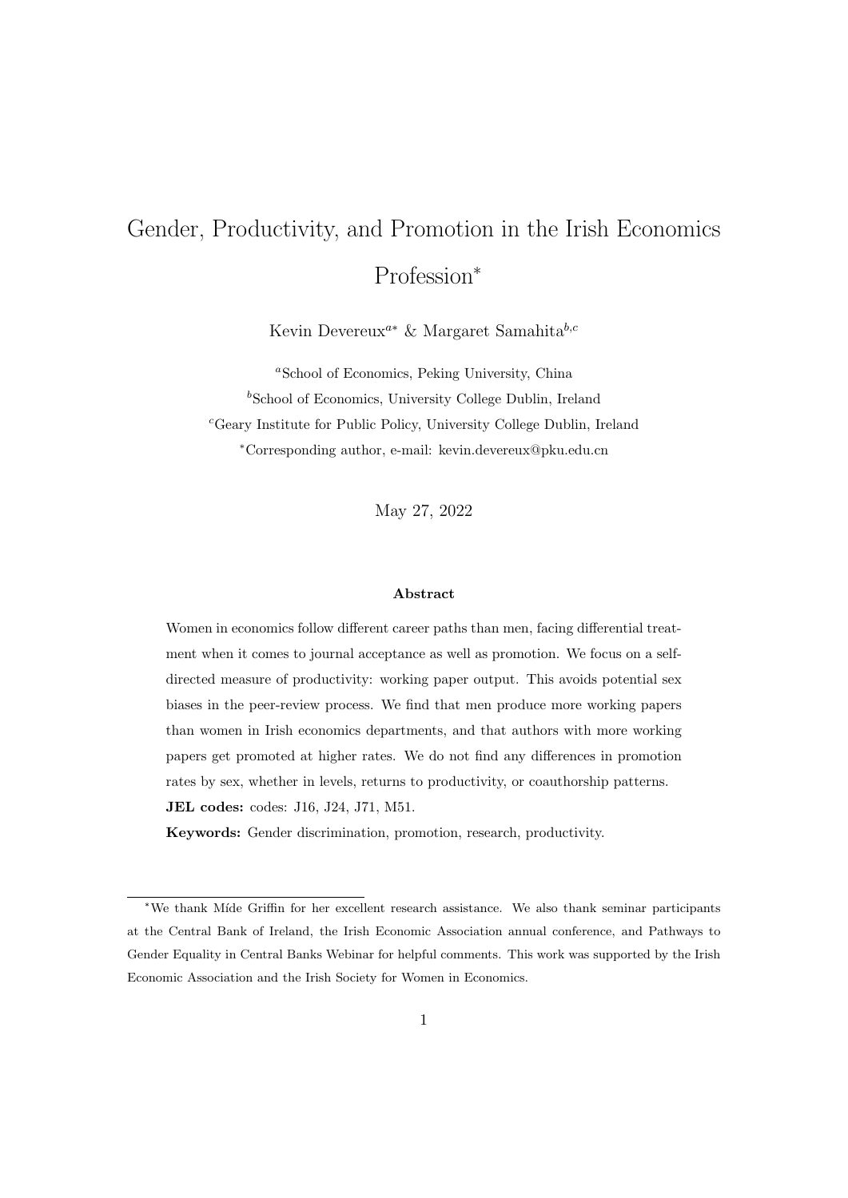# Gender, Productivity, and Promotion in the Irish Economics Profession*

Kevin Devereux[a*] & Margaret Samahita[b,c]

[a]School of Economics, Peking University, China

[b]School of Economics, University College Dublin, Ireland

[c]Geary Institute for Public Policy, University College Dublin, Ireland

*Corresponding author, e-mail: kevin.devereux@pku.edu.cn

May 27, 2022

### Abstract

Women in economics follow different career paths than men, facing differential treatment when it comes to journal acceptance as well as promotion. We focus on a self-directed measure of productivity: working paper output. This avoids potential sex biases in the peer-review process. We find that men produce more working papers than women in Irish economics departments, and that authors with more working papers get promoted at higher rates. We do not find any differences in promotion rates by sex, whether in levels, returns to productivity, or coauthorship patterns.

**JEL codes:** codes: J16, J24, J71, M51.

**Keywords:** Gender discrimination, promotion, research, productivity.

---

*We thank Míde Griffin for her excellent research assistance. We also thank seminar participants at the Central Bank of Ireland, the Irish Economic Association annual conference, and Pathways to Gender Equality in Central Banks Webinar for helpful comments. This work was supported by the Irish Economic Association and the Irish Society for Women in Economics.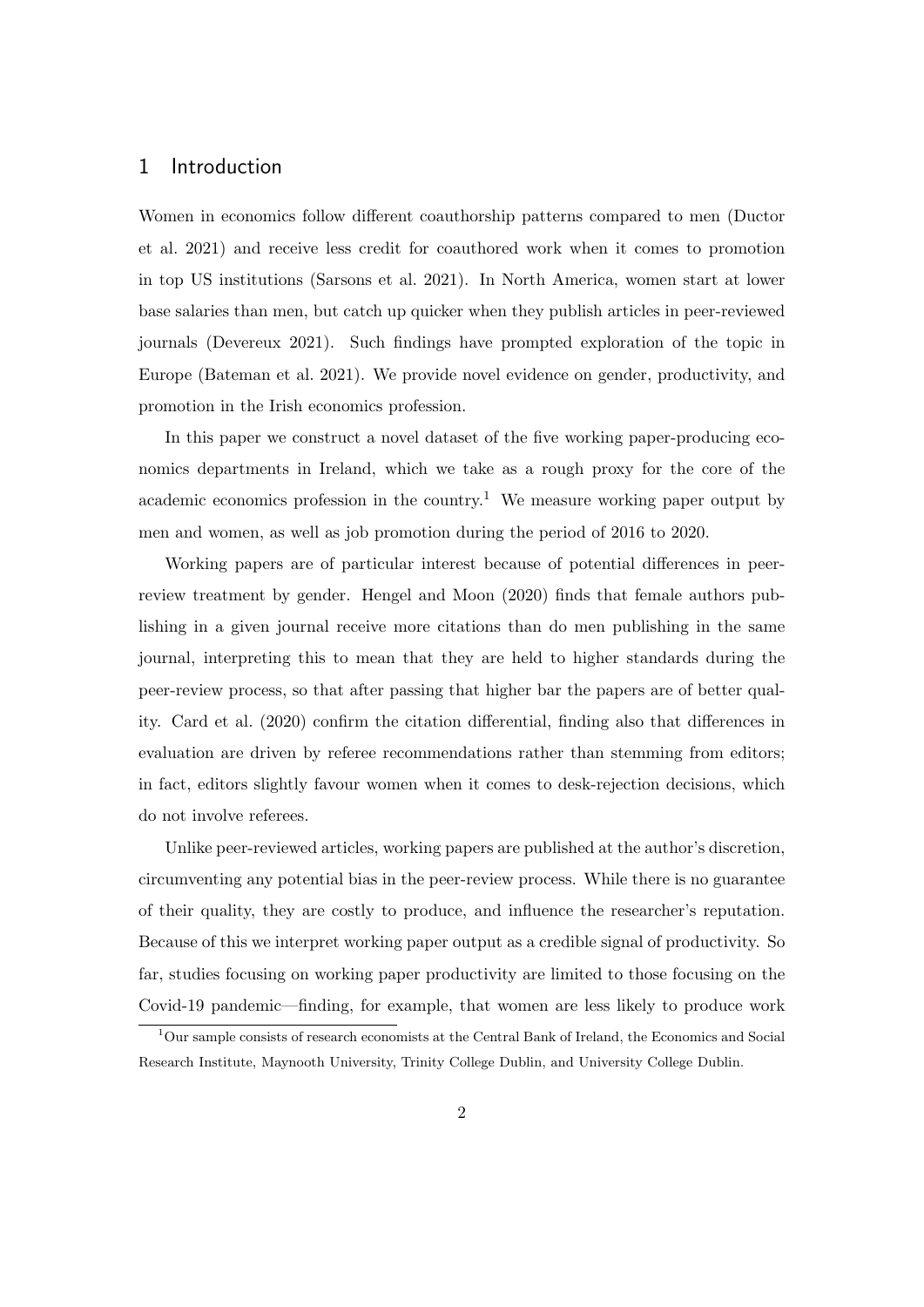## 1 Introduction

Women in economics follow different coauthorship patterns compared to men (Ductor et al. 2021) and receive less credit for coauthored work when it comes to promotion in top US institutions (Sarsons et al. 2021). In North America, women start at lower base salaries than men, but catch up quicker when they publish articles in peer-reviewed journals (Devereux 2021). Such findings have prompted exploration of the topic in Europe (Bateman et al. 2021). We provide novel evidence on gender, productivity, and promotion in the Irish economics profession.

In this paper we construct a novel dataset of the five working paper-producing economics departments in Ireland, which we take as a rough proxy for the core of the academic economics profession in the country.[1] We measure working paper output by men and women, as well as job promotion during the period of 2016 to 2020.

Working papers are of particular interest because of potential differences in peer-review treatment by gender. Hengel and Moon (2020) finds that female authors publishing in a given journal receive more citations than do men publishing in the same journal, interpreting this to mean that they are held to higher standards during the peer-review process, so that after passing that higher bar the papers are of better quality. Card et al. (2020) confirm the citation differential, finding also that differences in evaluation are driven by referee recommendations rather than stemming from editors; in fact, editors slightly favour women when it comes to desk-rejection decisions, which do not involve referees.

Unlike peer-reviewed articles, working papers are published at the author's discretion, circumventing any potential bias in the peer-review process. While there is no guarantee of their quality, they are costly to produce, and influence the researcher's reputation. Because of this we interpret working paper output as a credible signal of productivity. So far, studies focusing on working paper productivity are limited to those focusing on the Covid-19 pandemic—finding, for example, that women are less likely to produce work

[1] Our sample consists of research economists at the Central Bank of Ireland, the Economics and Social Research Institute, Maynooth University, Trinity College Dublin, and University College Dublin.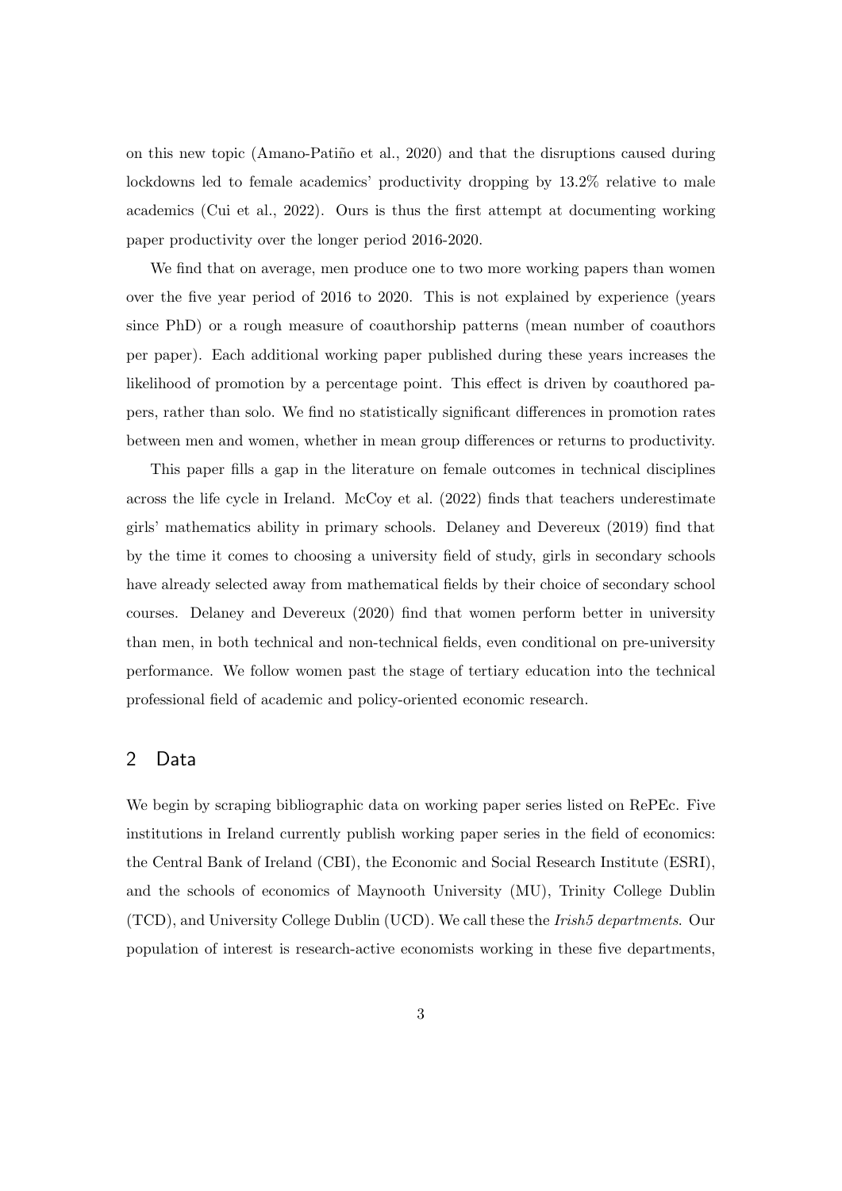on this new topic (Amano-Patiño et al., 2020) and that the disruptions caused during lockdowns led to female academics' productivity dropping by 13.2% relative to male academics (Cui et al., 2022). Ours is thus the first attempt at documenting working paper productivity over the longer period 2016-2020.

We find that on average, men produce one to two more working papers than women over the five year period of 2016 to 2020. This is not explained by experience (years since PhD) or a rough measure of coauthorship patterns (mean number of coauthors per paper). Each additional working paper published during these years increases the likelihood of promotion by a percentage point. This effect is driven by coauthored papers, rather than solo. We find no statistically significant differences in promotion rates between men and women, whether in mean group differences or returns to productivity.

This paper fills a gap in the literature on female outcomes in technical disciplines across the life cycle in Ireland. McCoy et al. (2022) finds that teachers underestimate girls' mathematics ability in primary schools. Delaney and Devereux (2019) find that by the time it comes to choosing a university field of study, girls in secondary schools have already selected away from mathematical fields by their choice of secondary school courses. Delaney and Devereux (2020) find that women perform better in university than men, in both technical and non-technical fields, even conditional on pre-university performance. We follow women past the stage of tertiary education into the technical professional field of academic and policy-oriented economic research.

## 2 Data

We begin by scraping bibliographic data on working paper series listed on RePEc. Five institutions in Ireland currently publish working paper series in the field of economics: the Central Bank of Ireland (CBI), the Economic and Social Research Institute (ESRI), and the schools of economics of Maynooth University (MU), Trinity College Dublin (TCD), and University College Dublin (UCD). We call these the *Irish5 departments*. Our population of interest is research-active economists working in these five departments,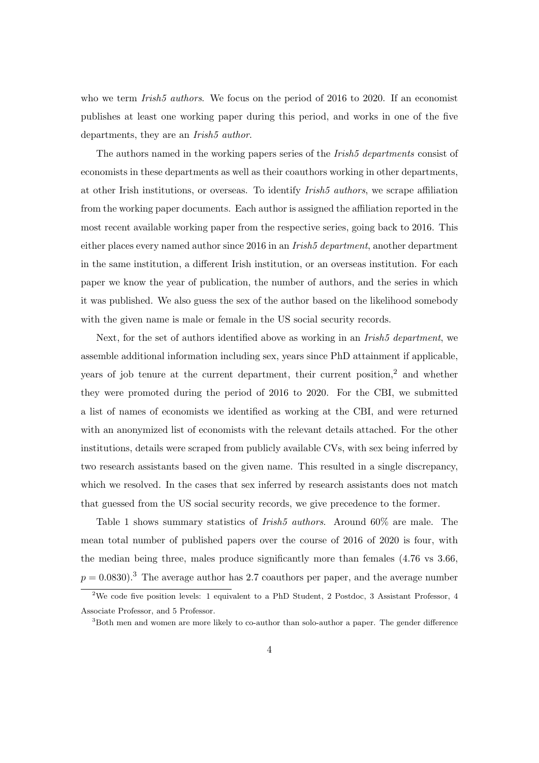who we term *Irish5 authors*. We focus on the period of 2016 to 2020. If an economist publishes at least one working paper during this period, and works in one of the five departments, they are an *Irish5 author*.

The authors named in the working papers series of the *Irish5 departments* consist of economists in these departments as well as their coauthors working in other departments, at other Irish institutions, or overseas. To identify *Irish5 authors*, we scrape affiliation from the working paper documents. Each author is assigned the affiliation reported in the most recent available working paper from the respective series, going back to 2016. This either places every named author since 2016 in an *Irish5 department*, another department in the same institution, a different Irish institution, or an overseas institution. For each paper we know the year of publication, the number of authors, and the series in which it was published. We also guess the sex of the author based on the likelihood somebody with the given name is male or female in the US social security records.

Next, for the set of authors identified above as working in an *Irish5 department*, we assemble additional information including sex, years since PhD attainment if applicable, years of job tenure at the current department, their current position,[2] and whether they were promoted during the period of 2016 to 2020. For the CBI, we submitted a list of names of economists we identified as working at the CBI, and were returned with an anonymized list of economists with the relevant details attached. For the other institutions, details were scraped from publicly available CVs, with sex being inferred by two research assistants based on the given name. This resulted in a single discrepancy, which we resolved. In the cases that sex inferred by research assistants does not match that guessed from the US social security records, we give precedence to the former.

Table 1 shows summary statistics of *Irish5 authors*. Around 60% are male. The mean total number of published papers over the course of 2016 of 2020 is four, with the median being three, males produce significantly more than females (4.76 vs 3.66, $p = 0.0830$).[3] The average author has 2.7 coauthors per paper, and the average number

[2] We code five position levels: 1 equivalent to a PhD Student, 2 Postdoc, 3 Assistant Professor, 4 Associate Professor, and 5 Professor.

[3] Both men and women are more likely to co-author than solo-author a paper. The gender difference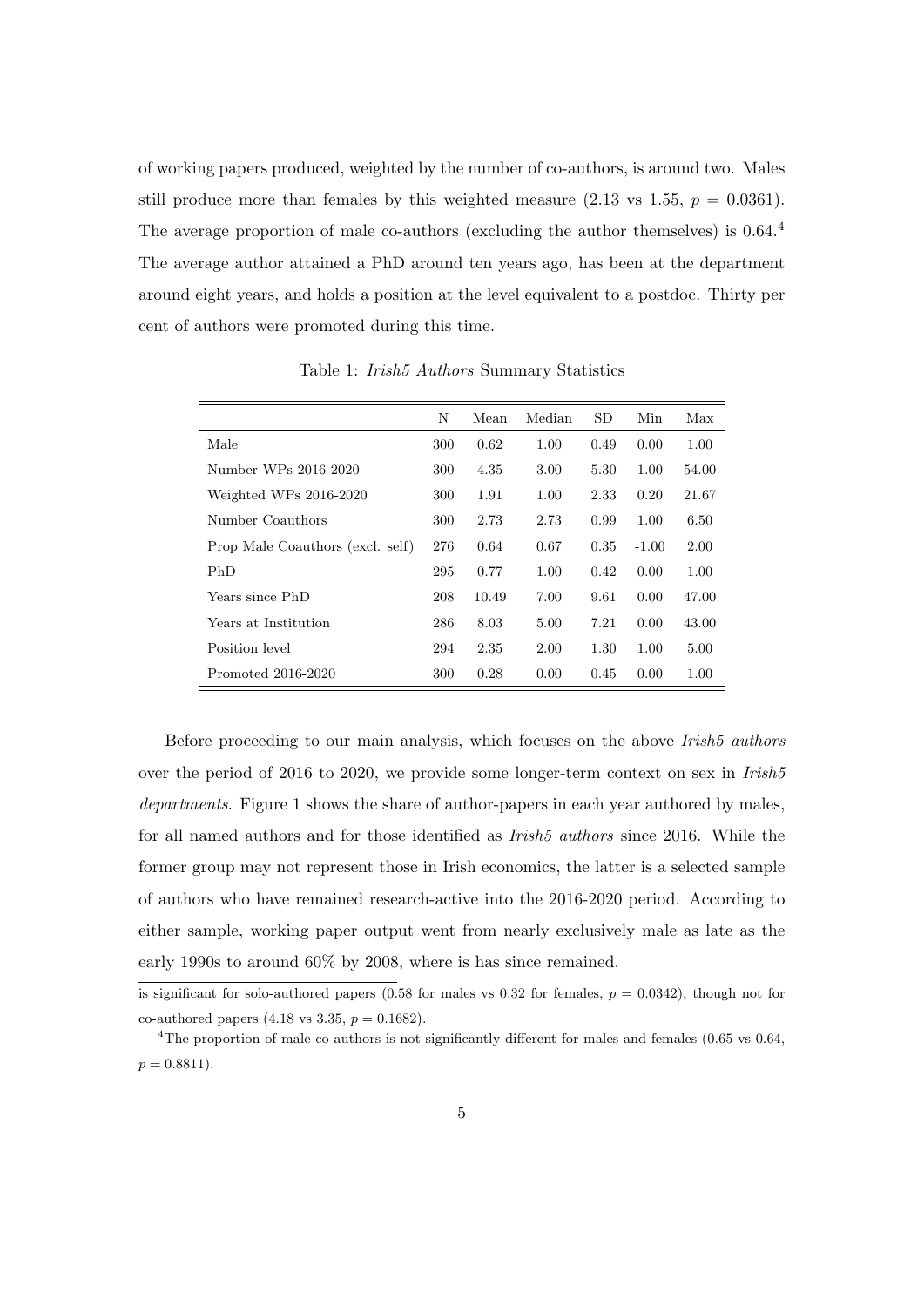of working papers produced, weighted by the number of co-authors, is around two. Males still produce more than females by this weighted measure (2.13 vs 1.55, $p = 0.0361$). The average proportion of male co-authors (excluding the author themselves) is 0.64.[4] The average author attained a PhD around ten years ago, has been at the department around eight years, and holds a position at the level equivalent to a postdoc. Thirty per cent of authors were promoted during this time.

Table 1: *Irish5 Authors* Summary Statistics

| | N | Mean | Median | SD | Min | Max |
|---|---|---|---|---|---|---|
| Male | 300 | 0.62 | 1.00 | 0.49 | 0.00 | 1.00 |
| Number WPs 2016-2020 | 300 | 4.35 | 3.00 | 5.30 | 1.00 | 54.00 |
| Weighted WPs 2016-2020 | 300 | 1.91 | 1.00 | 2.33 | 0.20 | 21.67 |
| Number Coauthors | 300 | 2.73 | 2.73 | 0.99 | 1.00 | 6.50 |
| Prop Male Coauthors (excl. self) | 276 | 0.64 | 0.67 | 0.35 | -1.00 | 2.00 |
| PhD | 295 | 0.77 | 1.00 | 0.42 | 0.00 | 1.00 |
| Years since PhD | 208 | 10.49 | 7.00 | 9.61 | 0.00 | 47.00 |
| Years at Institution | 286 | 8.03 | 5.00 | 7.21 | 0.00 | 43.00 |
| Position level | 294 | 2.35 | 2.00 | 1.30 | 1.00 | 5.00 |
| Promoted 2016-2020 | 300 | 0.28 | 0.00 | 0.45 | 0.00 | 1.00 |

Before proceeding to our main analysis, which focuses on the above *Irish5 authors* over the period of 2016 to 2020, we provide some longer-term context on sex in *Irish5 departments*. Figure 1 shows the share of author-papers in each year authored by males, for all named authors and for those identified as *Irish5 authors* since 2016. While the former group may not represent those in Irish economics, the latter is a selected sample of authors who have remained research-active into the 2016-2020 period. According to either sample, working paper output went from nearly exclusively male as late as the early 1990s to around 60% by 2008, where is has since remained.

is significant for solo-authored papers (0.58 for males vs 0.32 for females, $p = 0.0342$), though not for co-authored papers (4.18 vs 3.35, $p = 0.1682$).

[4] The proportion of male co-authors is not significantly different for males and females (0.65 vs 0.64, $p = 0.8811$).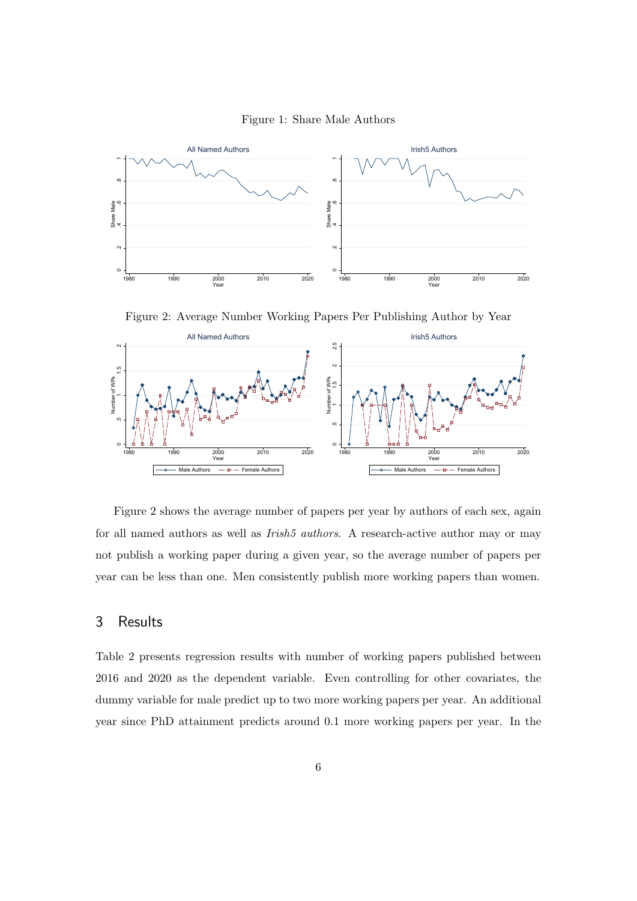Figure 1: Share Male Authors

Figure 2: Average Number Working Papers Per Publishing Author by Year

Figure 2 shows the average number of papers per year by authors of each sex, again for all named authors as well as *Irish5 authors*. A research-active author may or may not publish a working paper during a given year, so the average number of papers per year can be less than one. Men consistently publish more working papers than women.

## 3 Results

Table 2 presents regression results with number of working papers published between 2016 and 2020 as the dependent variable. Even controlling for other covariates, the dummy variable for male predict up to two more working papers per year. An additional year since PhD attainment predicts around 0.1 more working papers per year. In the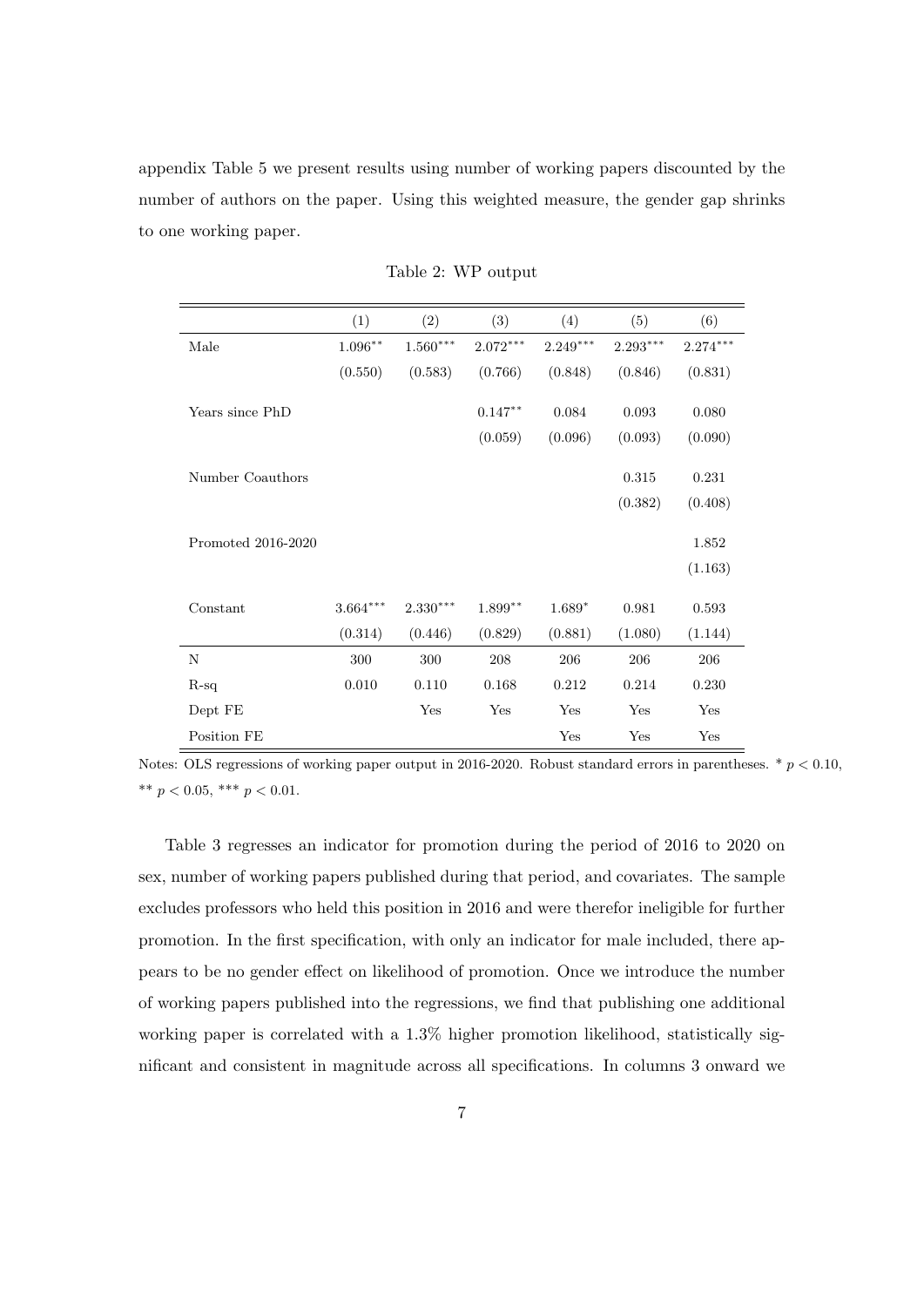appendix Table 5 we present results using number of working papers discounted by the number of authors on the paper. Using this weighted measure, the gender gap shrinks to one working paper.

Table 2: WP output

| | (1) | (2) | (3) | (4) | (5) | (6) |
|---|---|---|---|---|---|---|
| Male | $1.096^{**}$ | $1.560^{***}$ | $2.072^{***}$ | $2.249^{***}$ | $2.293^{***}$ | $2.274^{***}$ |
| | (0.550) | (0.583) | (0.766) | (0.848) | (0.846) | (0.831) |
| Years since PhD | | | $0.147^{**}$ | 0.084 | 0.093 | 0.080 |
| | | | (0.059) | (0.096) | (0.093) | (0.090) |
| Number Coauthors | | | | | 0.315 | 0.231 |
| | | | | | (0.382) | (0.408) |
| Promoted 2016-2020 | | | | | | 1.852 |
| | | | | | | (1.163) |
| Constant | $3.664^{***}$ | $2.330^{***}$ | $1.899^{**}$ | $1.689^{*}$ | 0.981 | 0.593 |
| | (0.314) | (0.446) | (0.829) | (0.881) | (1.080) | (1.144) |
| N | 300 | 300 | 208 | 206 | 206 | 206 |
| R-sq | 0.010 | 0.110 | 0.168 | 0.212 | 0.214 | 0.230 |
| Dept FE | | Yes | Yes | Yes | Yes | Yes |
| Position FE | | | | Yes | Yes | Yes |

Notes: OLS regressions of working paper output in 2016-2020. Robust standard errors in parentheses. * $p < 0.10$, ** $p < 0.05$, *** $p < 0.01$.

Table 3 regresses an indicator for promotion during the period of 2016 to 2020 on sex, number of working papers published during that period, and covariates. The sample excludes professors who held this position in 2016 and were therefor ineligible for further promotion. In the first specification, with only an indicator for male included, there appears to be no gender effect on likelihood of promotion. Once we introduce the number of working papers published into the regressions, we find that publishing one additional working paper is correlated with a 1.3% higher promotion likelihood, statistically significant and consistent in magnitude across all specifications. In columns 3 onward we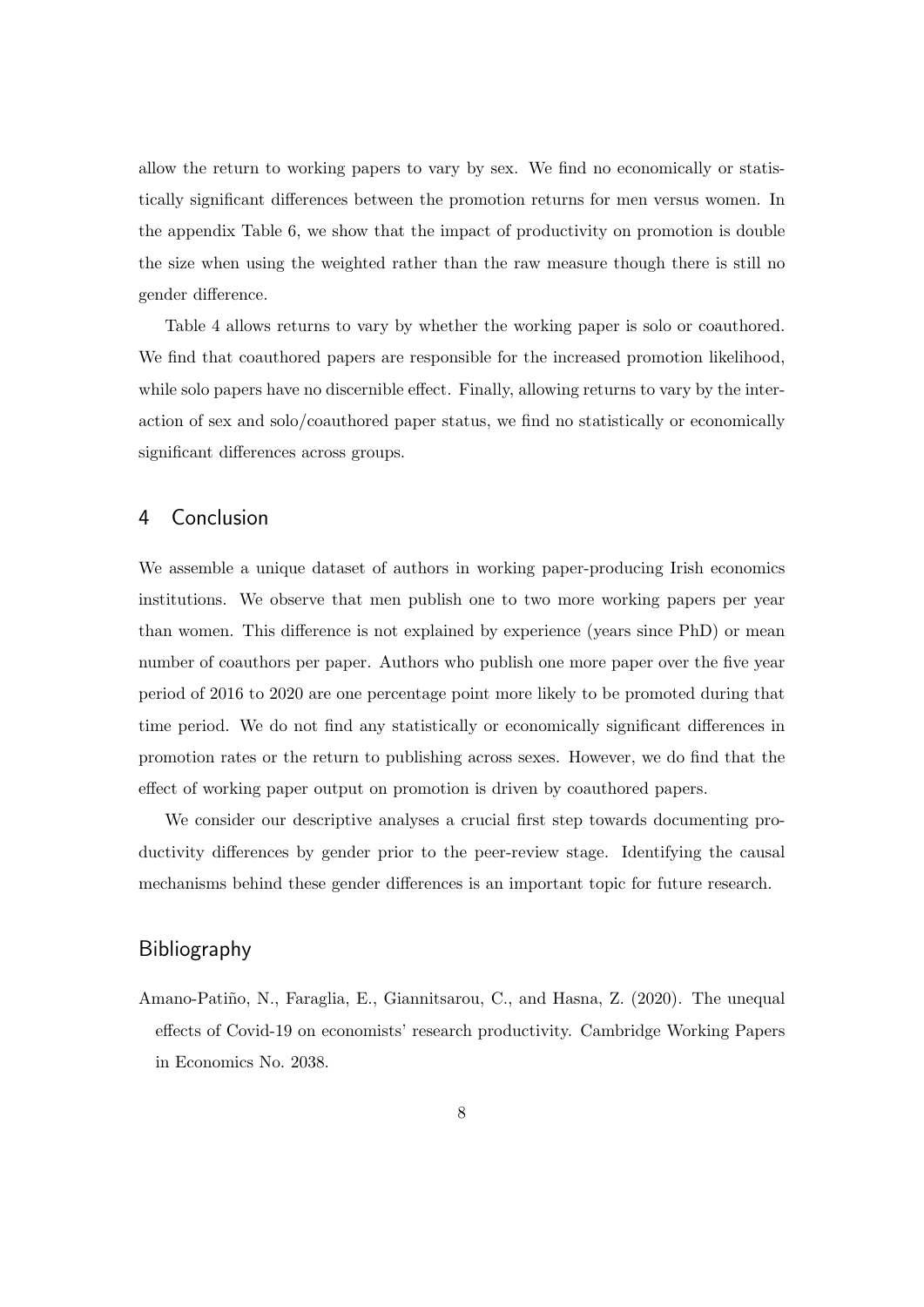allow the return to working papers to vary by sex. We find no economically or statistically significant differences between the promotion returns for men versus women. In the appendix Table 6, we show that the impact of productivity on promotion is double the size when using the weighted rather than the raw measure though there is still no gender difference.

Table 4 allows returns to vary by whether the working paper is solo or coauthored. We find that coauthored papers are responsible for the increased promotion likelihood, while solo papers have no discernible effect. Finally, allowing returns to vary by the interaction of sex and solo/coauthored paper status, we find no statistically or economically significant differences across groups.

## 4 Conclusion

We assemble a unique dataset of authors in working paper-producing Irish economics institutions. We observe that men publish one to two more working papers per year than women. This difference is not explained by experience (years since PhD) or mean number of coauthors per paper. Authors who publish one more paper over the five year period of 2016 to 2020 are one percentage point more likely to be promoted during that time period. We do not find any statistically or economically significant differences in promotion rates or the return to publishing across sexes. However, we do find that the effect of working paper output on promotion is driven by coauthored papers.

We consider our descriptive analyses a crucial first step towards documenting productivity differences by gender prior to the peer-review stage. Identifying the causal mechanisms behind these gender differences is an important topic for future research.

## Bibliography

Amano-Patiño, N., Faraglia, E., Giannitsarou, C., and Hasna, Z. (2020). The unequal effects of Covid-19 on economists' research productivity. Cambridge Working Papers in Economics No. 2038.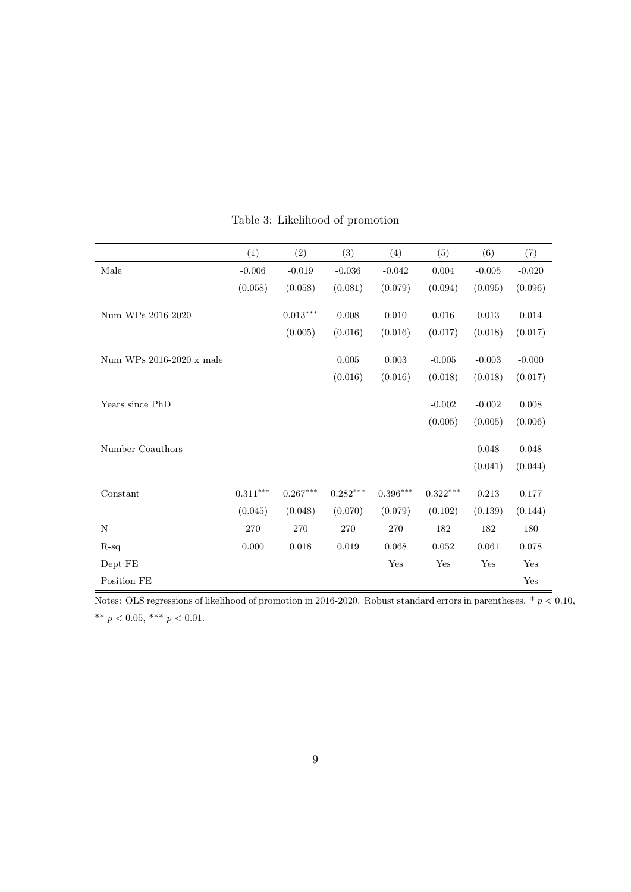Table 3: Likelihood of promotion

| | (1) | (2) | (3) | (4) | (5) | (6) | (7) |
|---|---|---|---|---|---|---|---|
| Male | -0.006 | -0.019 | -0.036 | -0.042 | 0.004 | -0.005 | -0.020 |
| | (0.058) | (0.058) | (0.081) | (0.079) | (0.094) | (0.095) | (0.096) |
| Num WPs 2016-2020 | | $0.013^{***}$ | 0.008 | 0.010 | 0.016 | 0.013 | 0.014 |
| | | (0.005) | (0.016) | (0.016) | (0.017) | (0.018) | (0.017) |
| Num WPs 2016-2020 x male | | | 0.005 | 0.003 | -0.005 | -0.003 | -0.000 |
| | | | (0.016) | (0.016) | (0.018) | (0.018) | (0.017) |
| Years since PhD | | | | | -0.002 | -0.002 | 0.008 |
| | | | | | (0.005) | (0.005) | (0.006) |
| Number Coauthors | | | | | | 0.048 | 0.048 |
| | | | | | | (0.041) | (0.044) |
| Constant | $0.311^{***}$ | $0.267^{***}$ | $0.282^{***}$ | $0.396^{***}$ | $0.322^{***}$ | 0.213 | 0.177 |
| | (0.045) | (0.048) | (0.070) | (0.079) | (0.102) | (0.139) | (0.144) |
| N | 270 | 270 | 270 | 270 | 182 | 182 | 180 |
| R-sq | 0.000 | 0.018 | 0.019 | 0.068 | 0.052 | 0.061 | 0.078 |
| Dept FE | | | | Yes | Yes | Yes | Yes |
| Position FE | | | | | | | Yes |

Notes: OLS regressions of likelihood of promotion in 2016-2020. Robust standard errors in parentheses. * $p < 0.10$, ** $p < 0.05$, *** $p < 0.01$.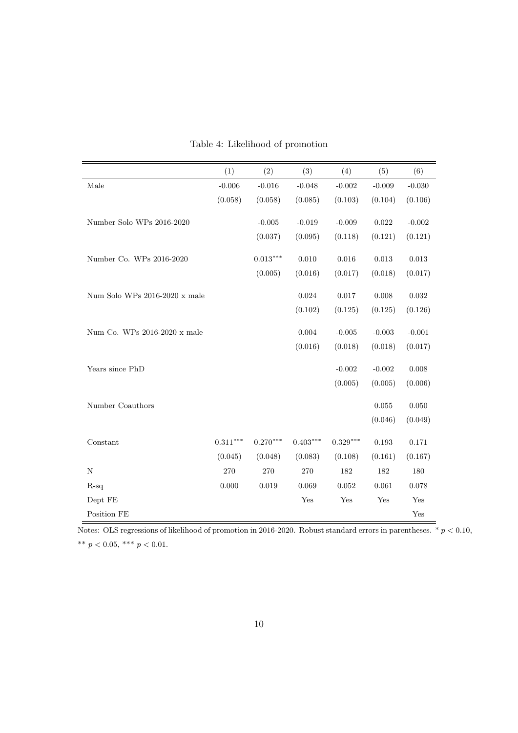Table 4: Likelihood of promotion

| | (1) | (2) | (3) | (4) | (5) | (6) |
|---|---|---|---|---|---|---|
| Male | -0.006 | -0.016 | -0.048 | -0.002 | -0.009 | -0.030 |
| | (0.058) | (0.058) | (0.085) | (0.103) | (0.104) | (0.106) |
| Number Solo WPs 2016-2020 | | -0.005 | -0.019 | -0.009 | 0.022 | -0.002 |
| | | (0.037) | (0.095) | (0.118) | (0.121) | (0.121) |
| Number Co. WPs 2016-2020 | | $0.013^{***}$ | 0.010 | 0.016 | 0.013 | 0.013 |
| | | (0.005) | (0.016) | (0.017) | (0.018) | (0.017) |
| Num Solo WPs 2016-2020 x male | | | 0.024 | 0.017 | 0.008 | 0.032 |
| | | | (0.102) | (0.125) | (0.125) | (0.126) |
| Num Co. WPs 2016-2020 x male | | | 0.004 | -0.005 | -0.003 | -0.001 |
| | | | (0.016) | (0.018) | (0.018) | (0.017) |
| Years since PhD | | | | -0.002 | -0.002 | 0.008 |
| | | | | (0.005) | (0.005) | (0.006) |
| Number Coauthors | | | | | 0.055 | 0.050 |
| | | | | | (0.046) | (0.049) |
| Constant | $0.311^{***}$ | $0.270^{***}$ | $0.403^{***}$ | $0.329^{***}$ | 0.193 | 0.171 |
| | (0.045) | (0.048) | (0.083) | (0.108) | (0.161) | (0.167) |
| N | 270 | 270 | 270 | 182 | 182 | 180 |
| R-sq | 0.000 | 0.019 | 0.069 | 0.052 | 0.061 | 0.078 |
| Dept FE | | | Yes | Yes | Yes | Yes |
| Position FE | | | | | | Yes |

Notes: OLS regressions of likelihood of promotion in 2016-2020. Robust standard errors in parentheses. * $p < 0.10$, ** $p < 0.05$, *** $p < 0.01$.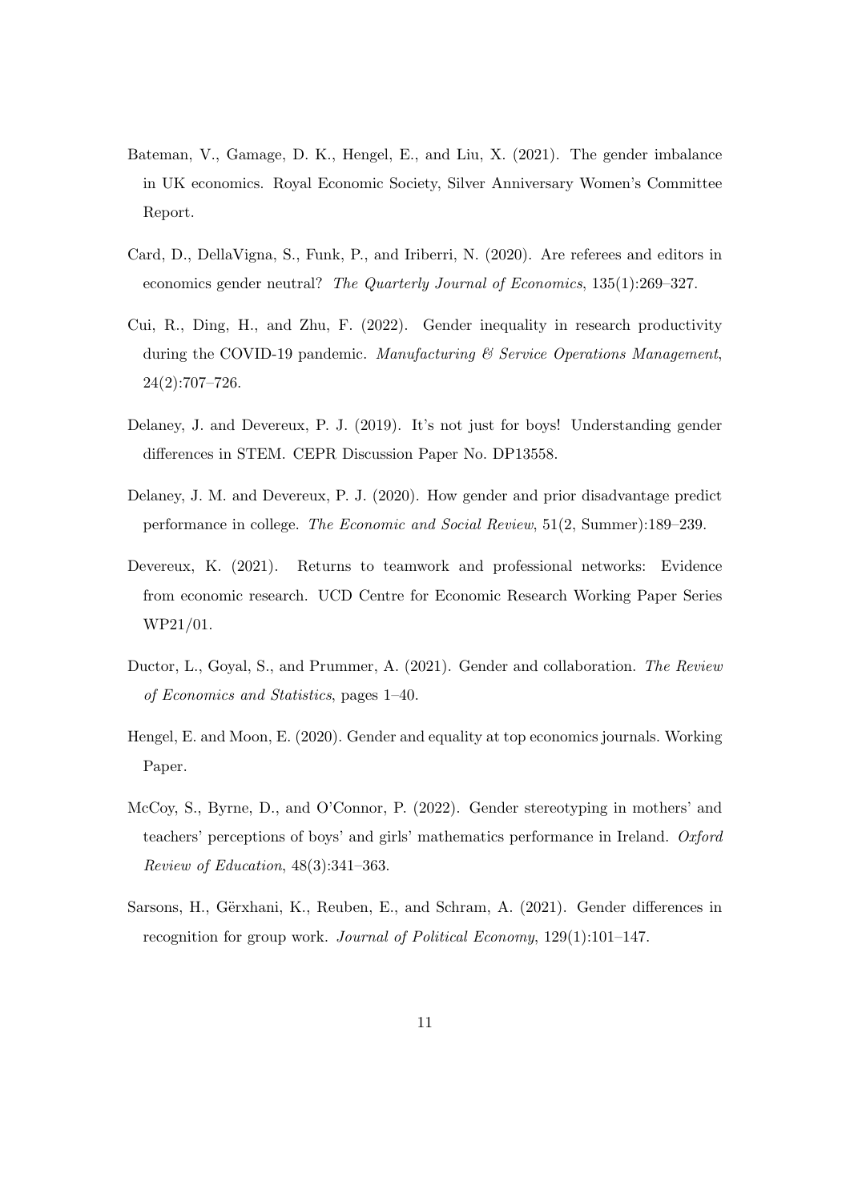Bateman, V., Gamage, D. K., Hengel, E., and Liu, X. (2021). The gender imbalance in UK economics. Royal Economic Society, Silver Anniversary Women's Committee Report.

Card, D., DellaVigna, S., Funk, P., and Iriberri, N. (2020). Are referees and editors in economics gender neutral? *The Quarterly Journal of Economics*, 135(1):269–327.

Cui, R., Ding, H., and Zhu, F. (2022). Gender inequality in research productivity during the COVID-19 pandemic. *Manufacturing & Service Operations Management*, 24(2):707–726.

Delaney, J. and Devereux, P. J. (2019). It's not just for boys! Understanding gender differences in STEM. CEPR Discussion Paper No. DP13558.

Delaney, J. M. and Devereux, P. J. (2020). How gender and prior disadvantage predict performance in college. *The Economic and Social Review*, 51(2, Summer):189–239.

Devereux, K. (2021). Returns to teamwork and professional networks: Evidence from economic research. UCD Centre for Economic Research Working Paper Series WP21/01.

Ductor, L., Goyal, S., and Prummer, A. (2021). Gender and collaboration. *The Review of Economics and Statistics*, pages 1–40.

Hengel, E. and Moon, E. (2020). Gender and equality at top economics journals. Working Paper.

McCoy, S., Byrne, D., and O'Connor, P. (2022). Gender stereotyping in mothers' and teachers' perceptions of boys' and girls' mathematics performance in Ireland. *Oxford Review of Education*, 48(3):341–363.

Sarsons, H., Gërxhani, K., Reuben, E., and Schram, A. (2021). Gender differences in recognition for group work. *Journal of Political Economy*, 129(1):101–147.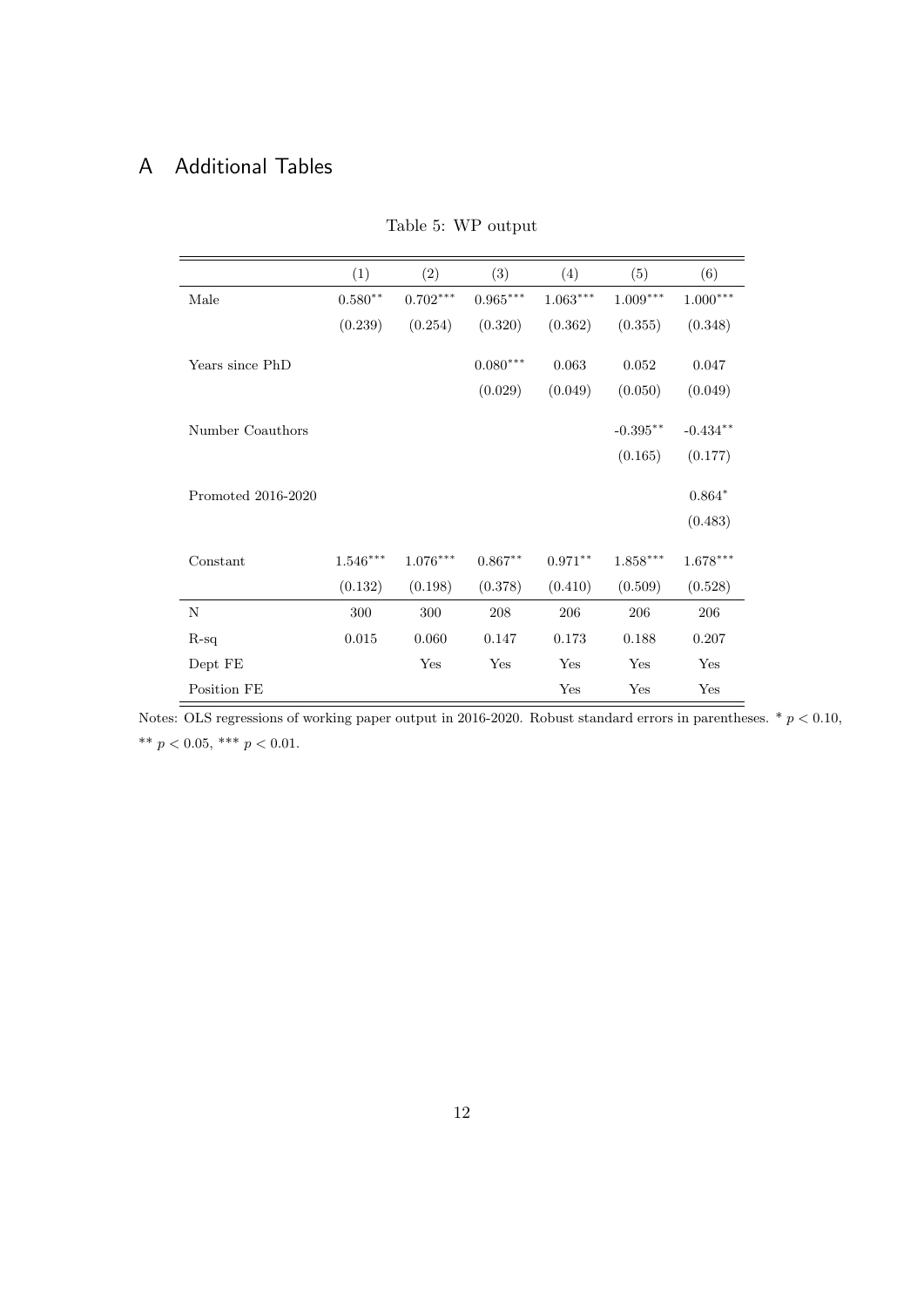# A Additional Tables

Table 5: WP output

| | (1) | (2) | (3) | (4) | (5) | (6) |
|---|---|---|---|---|---|---|
| Male | $0.580^{**}$ | $0.702^{***}$ | $0.965^{***}$ | $1.063^{***}$ | $1.009^{***}$ | $1.000^{***}$ |
| | (0.239) | (0.254) | (0.320) | (0.362) | (0.355) | (0.348) |
| Years since PhD | | | $0.080^{***}$ | 0.063 | 0.052 | 0.047 |
| | | | (0.029) | (0.049) | (0.050) | (0.049) |
| Number Coauthors | | | | | $-0.395^{**}$ | $-0.434^{**}$ |
| | | | | | (0.165) | (0.177) |
| Promoted 2016-2020 | | | | | | $0.864^{*}$ |
| | | | | | | (0.483) |
| Constant | $1.546^{***}$ | $1.076^{***}$ | $0.867^{**}$ | $0.971^{**}$ | $1.858^{***}$ | $1.678^{***}$ |
| | (0.132) | (0.198) | (0.378) | (0.410) | (0.509) | (0.528) |
| N | 300 | 300 | 208 | 206 | 206 | 206 |
| R-sq | 0.015 | 0.060 | 0.147 | 0.173 | 0.188 | 0.207 |
| Dept FE | | Yes | Yes | Yes | Yes | Yes |
| Position FE | | | | Yes | Yes | Yes |

Notes: OLS regressions of working paper output in 2016-2020. Robust standard errors in parentheses. * $p < 0.10$, ** $p < 0.05$, *** $p < 0.01$.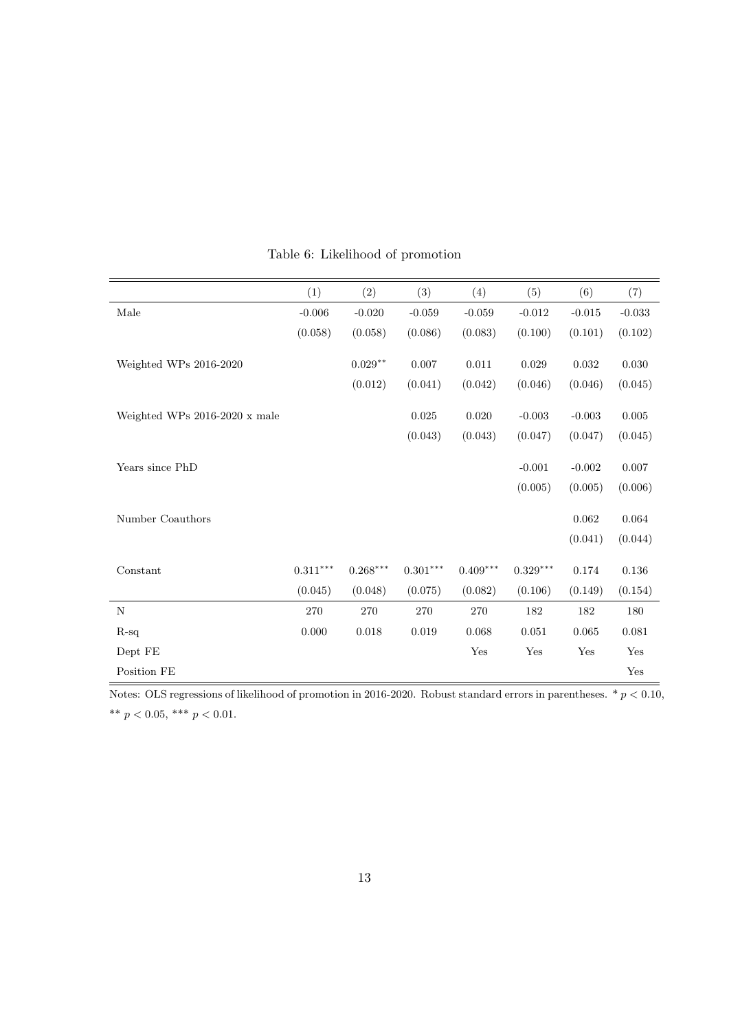Table 6: Likelihood of promotion

| | (1) | (2) | (3) | (4) | (5) | (6) | (7) |
|---|---|---|---|---|---|---|---|
| Male | -0.006 | -0.020 | -0.059 | -0.059 | -0.012 | -0.015 | -0.033 |
| | (0.058) | (0.058) | (0.086) | (0.083) | (0.100) | (0.101) | (0.102) |
| Weighted WPs 2016-2020 | | $0.029^{**}$ | 0.007 | 0.011 | 0.029 | 0.032 | 0.030 |
| | | (0.012) | (0.041) | (0.042) | (0.046) | (0.046) | (0.045) |
| Weighted WPs 2016-2020 x male | | | 0.025 | 0.020 | -0.003 | -0.003 | 0.005 |
| | | | (0.043) | (0.043) | (0.047) | (0.047) | (0.045) |
| Years since PhD | | | | | -0.001 | -0.002 | 0.007 |
| | | | | | (0.005) | (0.005) | (0.006) |
| Number Coauthors | | | | | | 0.062 | 0.064 |
| | | | | | | (0.041) | (0.044) |
| Constant | $0.311^{***}$ | $0.268^{***}$ | $0.301^{***}$ | $0.409^{***}$ | $0.329^{***}$ | 0.174 | 0.136 |
| | (0.045) | (0.048) | (0.075) | (0.082) | (0.106) | (0.149) | (0.154) |
| N | 270 | 270 | 270 | 270 | 182 | 182 | 180 |
| R-sq | 0.000 | 0.018 | 0.019 | 0.068 | 0.051 | 0.065 | 0.081 |
| Dept FE | | | | Yes | Yes | Yes | Yes |
| Position FE | | | | | | | Yes |

Notes: OLS regressions of likelihood of promotion in 2016-2020. Robust standard errors in parentheses. * $p < 0.10$, ** $p < 0.05$, *** $p < 0.01$.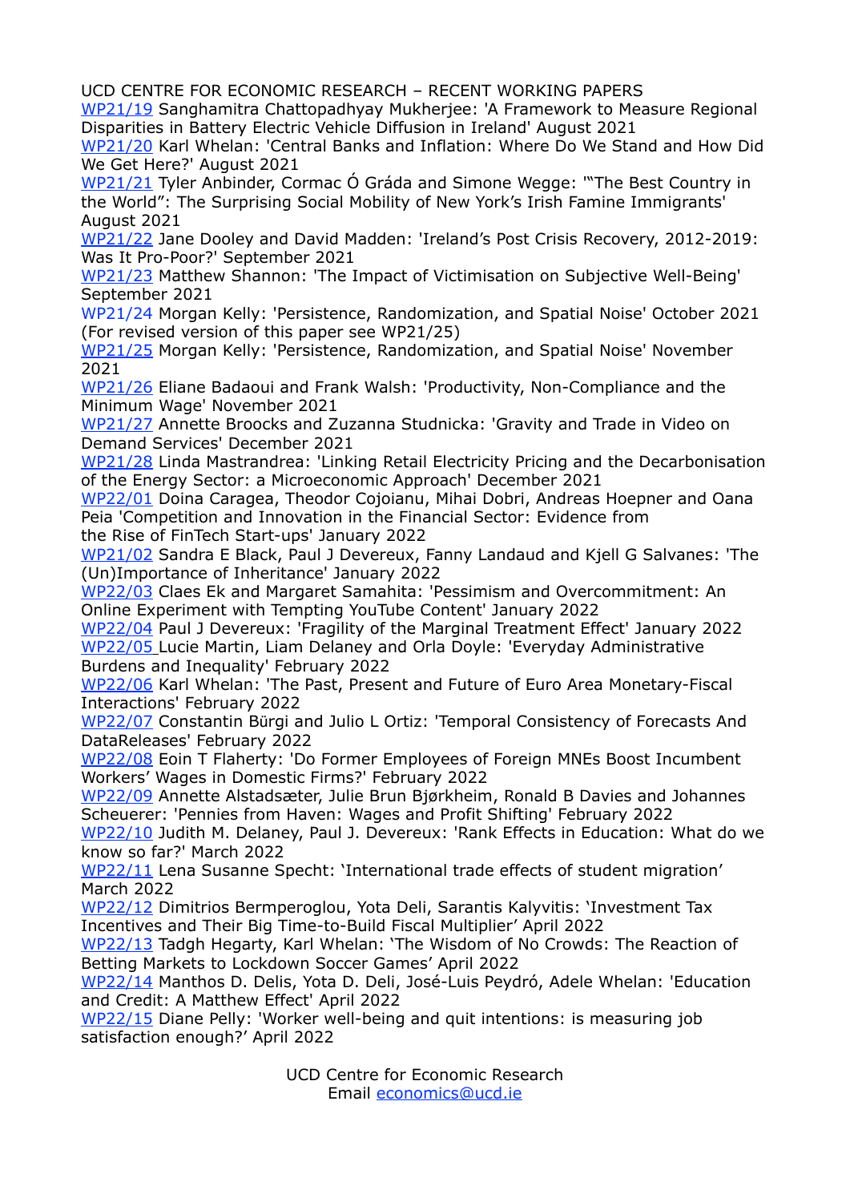UCD CENTRE FOR ECONOMIC RESEARCH – RECENT WORKING PAPERS

WP21/19 Sanghamitra Chattopadhyay Mukherjee: 'A Framework to Measure Regional Disparities in Battery Electric Vehicle Diffusion in Ireland' August 2021

WP21/20 Karl Whelan: 'Central Banks and Inflation: Where Do We Stand and How Did We Get Here?' August 2021

WP21/21 Tyler Anbinder, Cormac Ó Gráda and Simone Wegge: '"The Best Country in the World": The Surprising Social Mobility of New York's Irish Famine Immigrants' August 2021

WP21/22 Jane Dooley and David Madden: 'Ireland's Post Crisis Recovery, 2012-2019: Was It Pro-Poor?' September 2021

WP21/23 Matthew Shannon: 'The Impact of Victimisation on Subjective Well-Being' September 2021

WP21/24 Morgan Kelly: 'Persistence, Randomization, and Spatial Noise' October 2021 (For revised version of this paper see WP21/25)

WP21/25 Morgan Kelly: 'Persistence, Randomization, and Spatial Noise' November 2021

WP21/26 Eliane Badaoui and Frank Walsh: 'Productivity, Non-Compliance and the Minimum Wage' November 2021

WP21/27 Annette Broocks and Zuzanna Studnicka: 'Gravity and Trade in Video on Demand Services' December 2021

WP21/28 Linda Mastrandrea: 'Linking Retail Electricity Pricing and the Decarbonisation of the Energy Sector: a Microeconomic Approach' December 2021

WP22/01 Doina Caragea, Theodor Cojoianu, Mihai Dobri, Andreas Hoepner and Oana Peia 'Competition and Innovation in the Financial Sector: Evidence from the Rise of FinTech Start-ups' January 2022

WP21/02 Sandra E Black, Paul J Devereux, Fanny Landaud and Kjell G Salvanes: 'The (Un)Importance of Inheritance' January 2022

WP22/03 Claes Ek and Margaret Samahita: 'Pessimism and Overcommitment: An Online Experiment with Tempting YouTube Content' January 2022

WP22/04 Paul J Devereux: 'Fragility of the Marginal Treatment Effect' January 2022

WP22/05 Lucie Martin, Liam Delaney and Orla Doyle: 'Everyday Administrative Burdens and Inequality' February 2022

WP22/06 Karl Whelan: 'The Past, Present and Future of Euro Area Monetary-Fiscal Interactions' February 2022

WP22/07 Constantin Bürgi and Julio L Ortiz: 'Temporal Consistency of Forecasts And DataReleases' February 2022

WP22/08 Eoin T Flaherty: 'Do Former Employees of Foreign MNEs Boost Incumbent Workers' Wages in Domestic Firms?' February 2022

WP22/09 Annette Alstadsæter, Julie Brun Bjørkheim, Ronald B Davies and Johannes Scheuerer: 'Pennies from Haven: Wages and Profit Shifting' February 2022

WP22/10 Judith M. Delaney, Paul J. Devereux: 'Rank Effects in Education: What do we know so far?' March 2022

WP22/11 Lena Susanne Specht: 'International trade effects of student migration' March 2022

WP22/12 Dimitrios Bermperoglou, Yota Deli, Sarantis Kalyvitis: 'Investment Tax Incentives and Their Big Time-to-Build Fiscal Multiplier' April 2022

WP22/13 Tadgh Hegarty, Karl Whelan: 'The Wisdom of No Crowds: The Reaction of Betting Markets to Lockdown Soccer Games' April 2022

WP22/14 Manthos D. Delis, Yota D. Deli, José-Luis Peydró, Adele Whelan: 'Education and Credit: A Matthew Effect' April 2022

WP22/15 Diane Pelly: 'Worker well-being and quit intentions: is measuring job satisfaction enough?' April 2022

UCD Centre for Economic Research
Email economics@ucd.ie